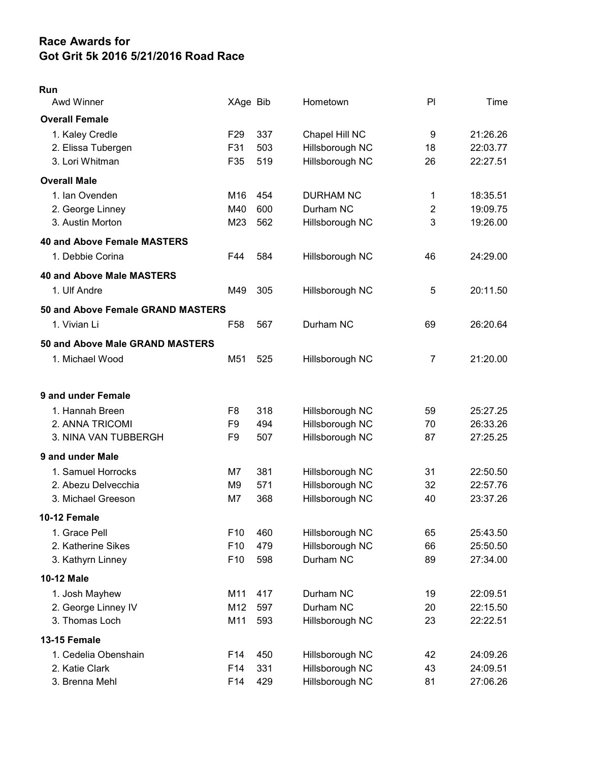# Race Awards for
# Got Grit 5k 2016 5/21/2016 Road Race

**Run**

| Awd Winner | XAge | Bib | Hometown | Pl | Time |
|---|---|---|---|---|---|
| **Overall Female** | | | | | |
| 1. Kaley Credle | F29 | 337 | Chapel Hill NC | 9 | 21:26.26 |
| 2. Elissa Tubergen | F31 | 503 | Hillsborough NC | 18 | 22:03.77 |
| 3. Lori Whitman | F35 | 519 | Hillsborough NC | 26 | 22:27.51 |
| **Overall Male** | | | | | |
| 1. Ian Ovenden | M16 | 454 | DURHAM NC | 1 | 18:35.51 |
| 2. George Linney | M40 | 600 | Durham NC | 2 | 19:09.75 |
| 3. Austin Morton | M23 | 562 | Hillsborough NC | 3 | 19:26.00 |
| **40 and Above Female MASTERS** | | | | | |
| 1. Debbie Corina | F44 | 584 | Hillsborough NC | 46 | 24:29.00 |
| **40 and Above Male MASTERS** | | | | | |
| 1. Ulf Andre | M49 | 305 | Hillsborough NC | 5 | 20:11.50 |
| **50 and Above Female GRAND MASTERS** | | | | | |
| 1. Vivian Li | F58 | 567 | Durham NC | 69 | 26:20.64 |
| **50 and Above Male GRAND MASTERS** | | | | | |
| 1. Michael Wood | M51 | 525 | Hillsborough NC | 7 | 21:20.00 |
| **9 and under Female** | | | | | |
| 1. Hannah Breen | F8 | 318 | Hillsborough NC | 59 | 25:27.25 |
| 2. ANNA TRICOMI | F9 | 494 | Hillsborough NC | 70 | 26:33.26 |
| 3. NINA VAN TUBBERGH | F9 | 507 | Hillsborough NC | 87 | 27:25.25 |
| **9 and under Male** | | | | | |
| 1. Samuel Horrocks | M7 | 381 | Hillsborough NC | 31 | 22:50.50 |
| 2. Abezu Delvecchia | M9 | 571 | Hillsborough NC | 32 | 22:57.76 |
| 3. Michael Greeson | M7 | 368 | Hillsborough NC | 40 | 23:37.26 |
| **10-12 Female** | | | | | |
| 1. Grace Pell | F10 | 460 | Hillsborough NC | 65 | 25:43.50 |
| 2. Katherine Sikes | F10 | 479 | Hillsborough NC | 66 | 25:50.50 |
| 3. Kathyrn Linney | F10 | 598 | Durham NC | 89 | 27:34.00 |
| **10-12 Male** | | | | | |
| 1. Josh Mayhew | M11 | 417 | Durham NC | 19 | 22:09.51 |
| 2. George Linney IV | M12 | 597 | Durham NC | 20 | 22:15.50 |
| 3. Thomas Loch | M11 | 593 | Hillsborough NC | 23 | 22:22.51 |
| **13-15 Female** | | | | | |
| 1. Cedelia Obenshain | F14 | 450 | Hillsborough NC | 42 | 24:09.26 |
| 2. Katie Clark | F14 | 331 | Hillsborough NC | 43 | 24:09.51 |
| 3. Brenna Mehl | F14 | 429 | Hillsborough NC | 81 | 27:06.26 |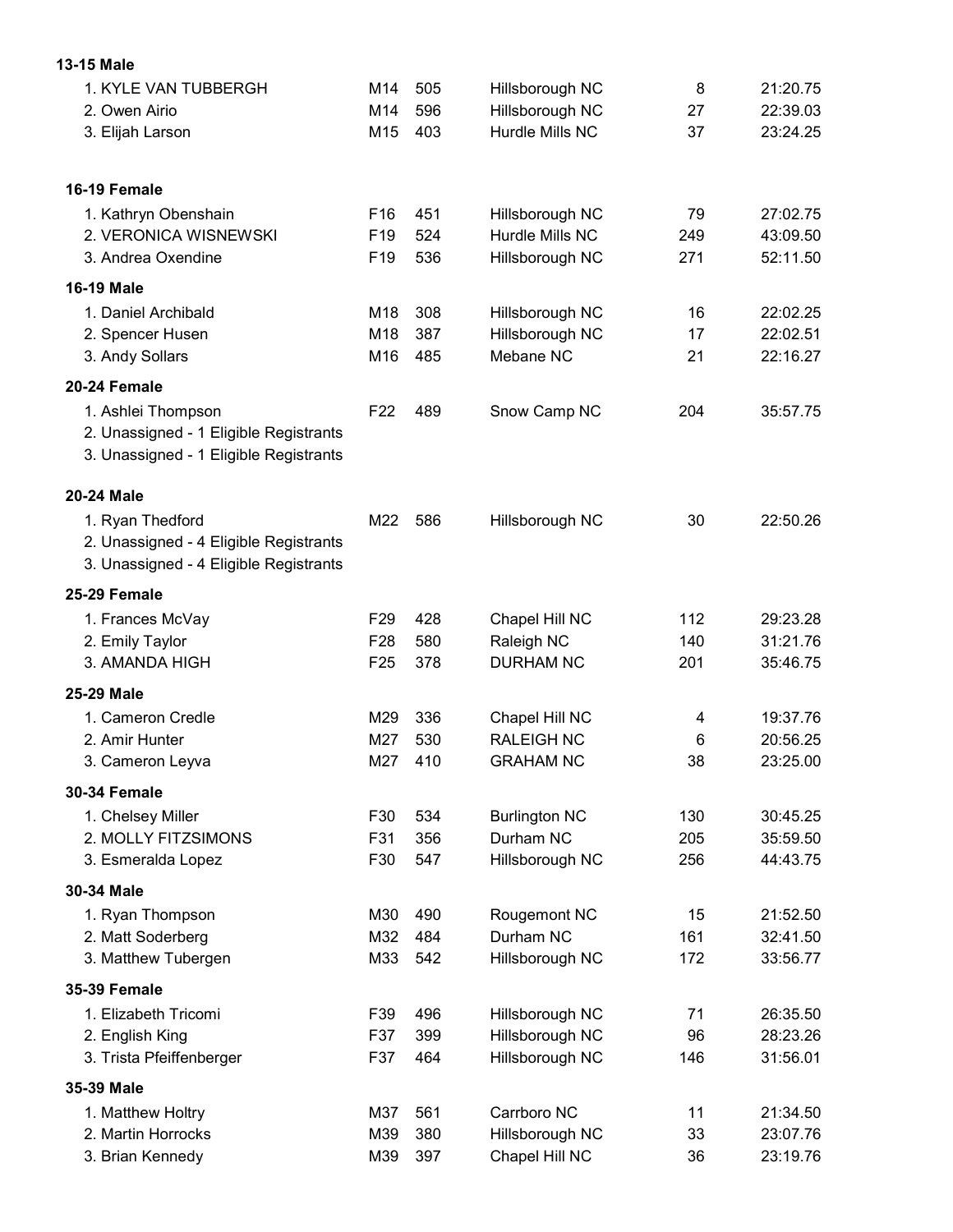**13-15 Male**

| | | | | | |
|---|---|---|---|---|---|
| 1. KYLE VAN TUBBERGH | M14 | 505 | Hillsborough NC | 8 | 21:20.75 |
| 2. Owen Airio | M14 | 596 | Hillsborough NC | 27 | 22:39.03 |
| 3. Elijah Larson | M15 | 403 | Hurdle Mills NC | 37 | 23:24.25 |

**16-19 Female**

| | | | | | |
|---|---|---|---|---|---|
| 1. Kathryn Obenshain | F16 | 451 | Hillsborough NC | 79 | 27:02.75 |
| 2. VERONICA WISNEWSKI | F19 | 524 | Hurdle Mills NC | 249 | 43:09.50 |
| 3. Andrea Oxendine | F19 | 536 | Hillsborough NC | 271 | 52:11.50 |

**16-19 Male**

| | | | | | |
|---|---|---|---|---|---|
| 1. Daniel Archibald | M18 | 308 | Hillsborough NC | 16 | 22:02.25 |
| 2. Spencer Husen | M18 | 387 | Hillsborough NC | 17 | 22:02.51 |
| 3. Andy Sollars | M16 | 485 | Mebane NC | 21 | 22:16.27 |

**20-24 Female**

| | | | | | |
|---|---|---|---|---|---|
| 1. Ashlei Thompson | F22 | 489 | Snow Camp NC | 204 | 35:57.75 |
| 2. Unassigned - 1 Eligible Registrants | | | | | |
| 3. Unassigned - 1 Eligible Registrants | | | | | |

**20-24 Male**

| | | | | | |
|---|---|---|---|---|---|
| 1. Ryan Thedford | M22 | 586 | Hillsborough NC | 30 | 22:50.26 |
| 2. Unassigned - 4 Eligible Registrants | | | | | |
| 3. Unassigned - 4 Eligible Registrants | | | | | |

**25-29 Female**

| | | | | | |
|---|---|---|---|---|---|
| 1. Frances McVay | F29 | 428 | Chapel Hill NC | 112 | 29:23.28 |
| 2. Emily Taylor | F28 | 580 | Raleigh NC | 140 | 31:21.76 |
| 3. AMANDA HIGH | F25 | 378 | DURHAM NC | 201 | 35:46.75 |

**25-29 Male**

| | | | | | |
|---|---|---|---|---|---|
| 1. Cameron Credle | M29 | 336 | Chapel Hill NC | 4 | 19:37.76 |
| 2. Amir Hunter | M27 | 530 | RALEIGH NC | 6 | 20:56.25 |
| 3. Cameron Leyva | M27 | 410 | GRAHAM NC | 38 | 23:25.00 |

**30-34 Female**

| | | | | | |
|---|---|---|---|---|---|
| 1. Chelsey Miller | F30 | 534 | Burlington NC | 130 | 30:45.25 |
| 2. MOLLY FITZSIMONS | F31 | 356 | Durham NC | 205 | 35:59.50 |
| 3. Esmeralda Lopez | F30 | 547 | Hillsborough NC | 256 | 44:43.75 |

**30-34 Male**

| | | | | | |
|---|---|---|---|---|---|
| 1. Ryan Thompson | M30 | 490 | Rougemont NC | 15 | 21:52.50 |
| 2. Matt Soderberg | M32 | 484 | Durham NC | 161 | 32:41.50 |
| 3. Matthew Tubergen | M33 | 542 | Hillsborough NC | 172 | 33:56.77 |

**35-39 Female**

| | | | | | |
|---|---|---|---|---|---|
| 1. Elizabeth Tricomi | F39 | 496 | Hillsborough NC | 71 | 26:35.50 |
| 2. English King | F37 | 399 | Hillsborough NC | 96 | 28:23.26 |
| 3. Trista Pfeiffenberger | F37 | 464 | Hillsborough NC | 146 | 31:56.01 |

**35-39 Male**

| | | | | | |
|---|---|---|---|---|---|
| 1. Matthew Holtry | M37 | 561 | Carrboro NC | 11 | 21:34.50 |
| 2. Martin Horrocks | M39 | 380 | Hillsborough NC | 33 | 23:07.76 |
| 3. Brian Kennedy | M39 | 397 | Chapel Hill NC | 36 | 23:19.76 |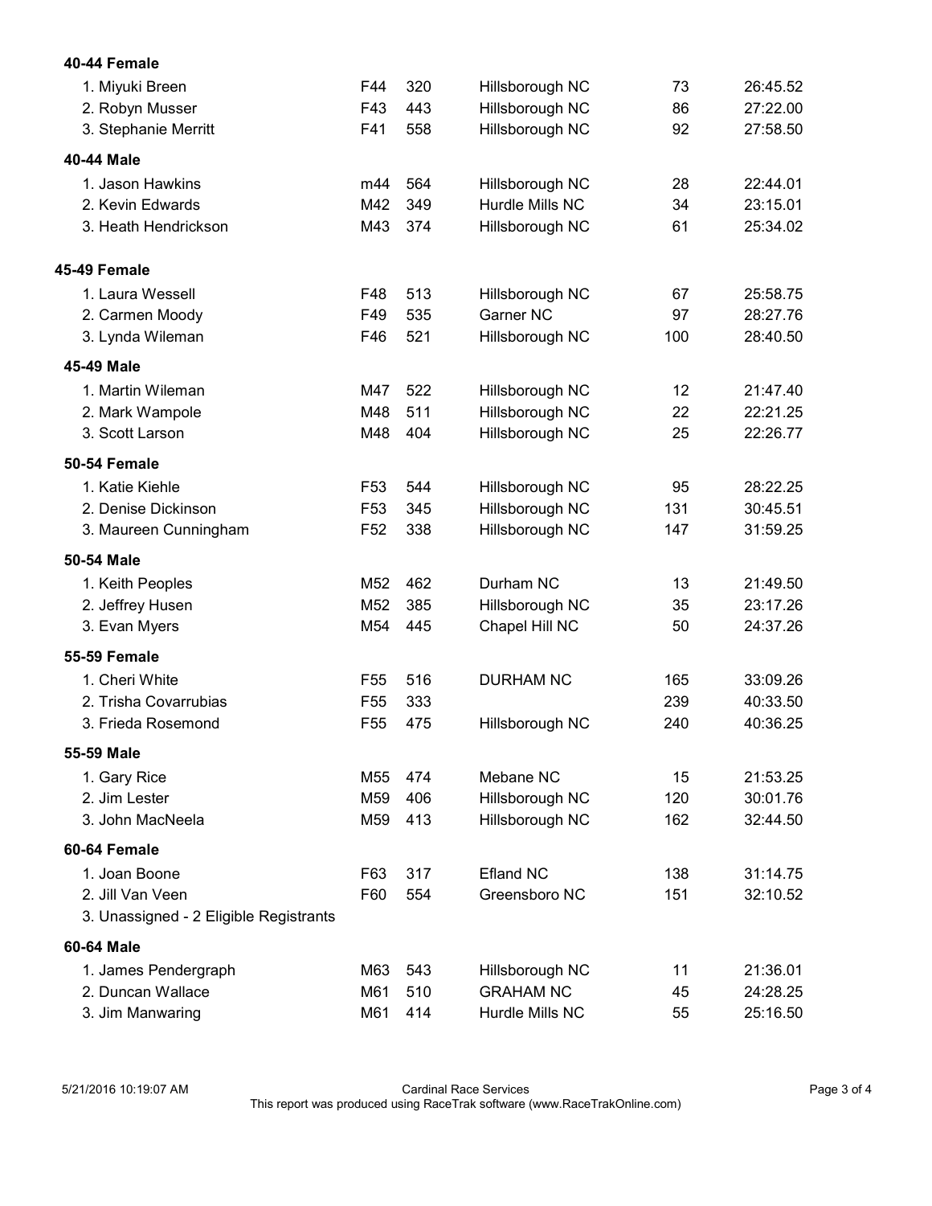### 40-44 Female

| | | | | | |
|---|---|---|---|---|---|
| 1. Miyuki Breen | F44 | 320 | Hillsborough NC | 73 | 26:45.52 |
| 2. Robyn Musser | F43 | 443 | Hillsborough NC | 86 | 27:22.00 |
| 3. Stephanie Merritt | F41 | 558 | Hillsborough NC | 92 | 27:58.50 |

### 40-44 Male

| | | | | | |
|---|---|---|---|---|---|
| 1. Jason Hawkins | m44 | 564 | Hillsborough NC | 28 | 22:44.01 |
| 2. Kevin Edwards | M42 | 349 | Hurdle Mills NC | 34 | 23:15.01 |
| 3. Heath Hendrickson | M43 | 374 | Hillsborough NC | 61 | 25:34.02 |

### 45-49 Female

| | | | | | |
|---|---|---|---|---|---|
| 1. Laura Wessell | F48 | 513 | Hillsborough NC | 67 | 25:58.75 |
| 2. Carmen Moody | F49 | 535 | Garner NC | 97 | 28:27.76 |
| 3. Lynda Wileman | F46 | 521 | Hillsborough NC | 100 | 28:40.50 |

### 45-49 Male

| | | | | | |
|---|---|---|---|---|---|
| 1. Martin Wileman | M47 | 522 | Hillsborough NC | 12 | 21:47.40 |
| 2. Mark Wampole | M48 | 511 | Hillsborough NC | 22 | 22:21.25 |
| 3. Scott Larson | M48 | 404 | Hillsborough NC | 25 | 22:26.77 |

### 50-54 Female

| | | | | | |
|---|---|---|---|---|---|
| 1. Katie Kiehle | F53 | 544 | Hillsborough NC | 95 | 28:22.25 |
| 2. Denise Dickinson | F53 | 345 | Hillsborough NC | 131 | 30:45.51 |
| 3. Maureen Cunningham | F52 | 338 | Hillsborough NC | 147 | 31:59.25 |

### 50-54 Male

| | | | | | |
|---|---|---|---|---|---|
| 1. Keith Peoples | M52 | 462 | Durham NC | 13 | 21:49.50 |
| 2. Jeffrey Husen | M52 | 385 | Hillsborough NC | 35 | 23:17.26 |
| 3. Evan Myers | M54 | 445 | Chapel Hill NC | 50 | 24:37.26 |

### 55-59 Female

| | | | | | |
|---|---|---|---|---|---|
| 1. Cheri White | F55 | 516 | DURHAM NC | 165 | 33:09.26 |
| 2. Trisha Covarrubias | F55 | 333 | | 239 | 40:33.50 |
| 3. Frieda Rosemond | F55 | 475 | Hillsborough NC | 240 | 40:36.25 |

### 55-59 Male

| | | | | | |
|---|---|---|---|---|---|
| 1. Gary Rice | M55 | 474 | Mebane NC | 15 | 21:53.25 |
| 2. Jim Lester | M59 | 406 | Hillsborough NC | 120 | 30:01.76 |
| 3. John MacNeela | M59 | 413 | Hillsborough NC | 162 | 32:44.50 |

### 60-64 Female

| | | | | | |
|---|---|---|---|---|---|
| 1. Joan Boone | F63 | 317 | Efland NC | 138 | 31:14.75 |
| 2. Jill Van Veen | F60 | 554 | Greensboro NC | 151 | 32:10.52 |
| 3. Unassigned - 2 Eligible Registrants | | | | | |

### 60-64 Male

| | | | | | |
|---|---|---|---|---|---|
| 1. James Pendergraph | M63 | 543 | Hillsborough NC | 11 | 21:36.01 |
| 2. Duncan Wallace | M61 | 510 | GRAHAM NC | 45 | 24:28.25 |
| 3. Jim Manwaring | M61 | 414 | Hurdle Mills NC | 55 | 25:16.50 |

5/21/2016 10:19:07 AM Cardinal Race Services
This report was produced using RaceTrak software (www.RaceTrakOnline.com)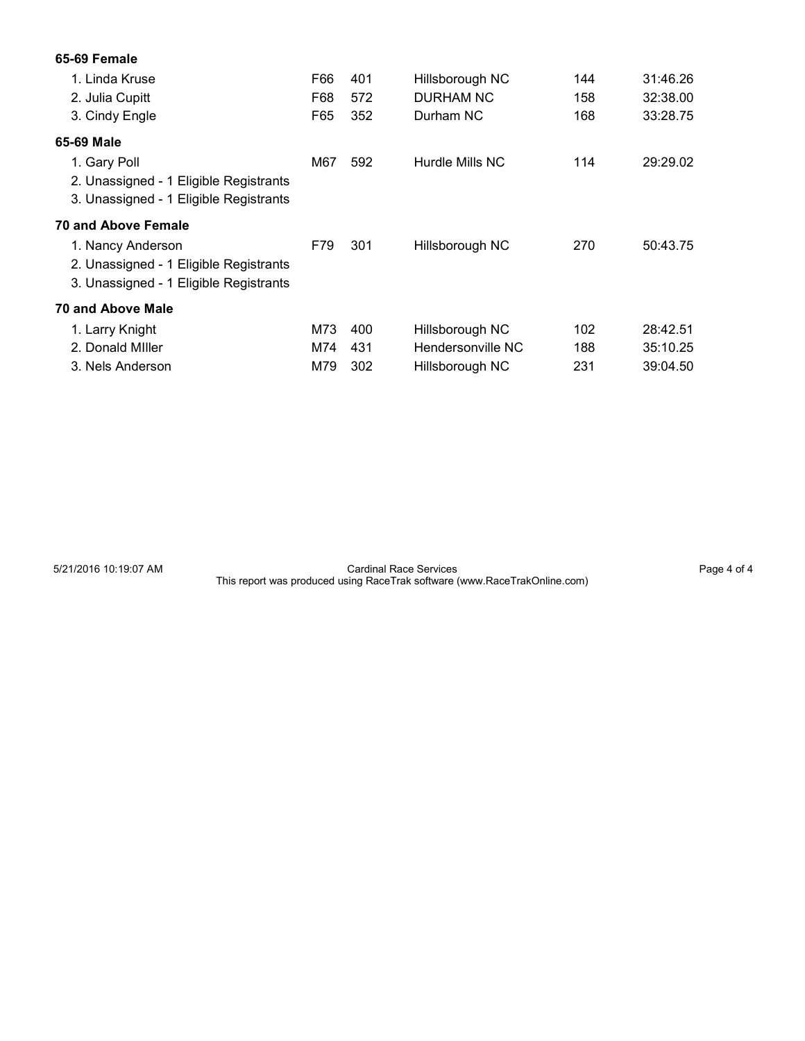**65-69 Female**

| | | | | | |
|---|---|---|---|---|---|
| 1. Linda Kruse | F66 | 401 | Hillsborough NC | 144 | 31:46.26 |
| 2. Julia Cupitt | F68 | 572 | DURHAM NC | 158 | 32:38.00 |
| 3. Cindy Engle | F65 | 352 | Durham NC | 168 | 33:28.75 |

**65-69 Male**

| | | | | | |
|---|---|---|---|---|---|
| 1. Gary Poll | M67 | 592 | Hurdle Mills NC | 114 | 29:29.02 |
| 2. Unassigned - 1 Eligible Registrants | | | | | |
| 3. Unassigned - 1 Eligible Registrants | | | | | |

**70 and Above Female**

| | | | | | |
|---|---|---|---|---|---|
| 1. Nancy Anderson | F79 | 301 | Hillsborough NC | 270 | 50:43.75 |
| 2. Unassigned - 1 Eligible Registrants | | | | | |
| 3. Unassigned - 1 Eligible Registrants | | | | | |

**70 and Above Male**

| | | | | | |
|---|---|---|---|---|---|
| 1. Larry Knight | M73 | 400 | Hillsborough NC | 102 | 28:42.51 |
| 2. Donald MIller | M74 | 431 | Hendersonville NC | 188 | 35:10.25 |
| 3. Nels Anderson | M79 | 302 | Hillsborough NC | 231 | 39:04.50 |

5/21/2016 10:19:07 AM

Cardinal Race Services
This report was produced using RaceTrak software (www.RaceTrakOnline.com)